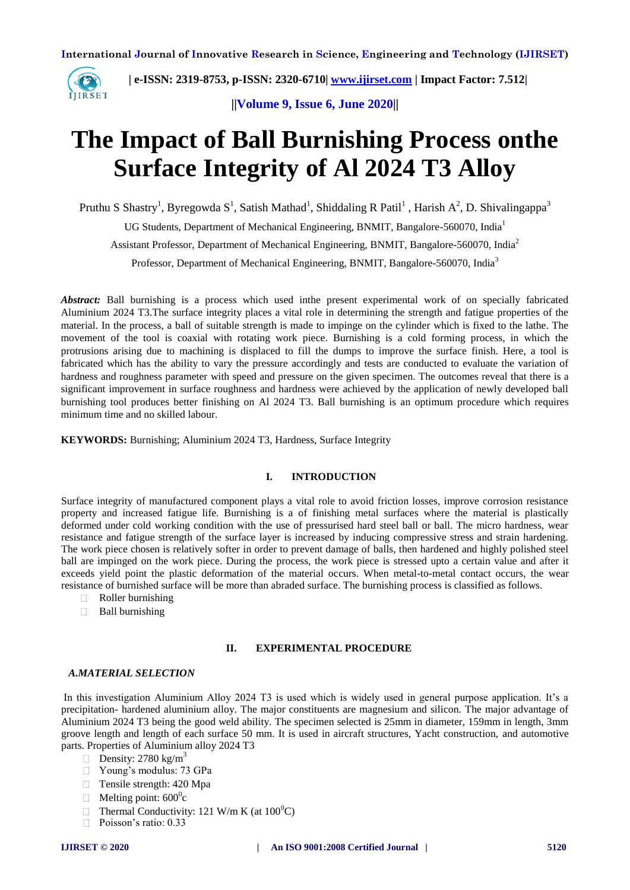# The Impact of Ball Burnishing Process onthe Surface Integrity of Al 2024 T3 Alloy

Pruthu S Shastry[1], Byregowda S[1], Satish Mathad[1], Shiddaling R Patil[1] , Harish A[2], D. Shivalingappa[3]

UG Students, Department of Mechanical Engineering, BNMIT, Bangalore-560070, India[1]

Assistant Professor, Department of Mechanical Engineering, BNMIT, Bangalore-560070, India[2]

Professor, Department of Mechanical Engineering, BNMIT, Bangalore-560070, India[3]

***Abstract:*** Ball burnishing is a process which used inthe present experimental work of on specially fabricated Aluminium 2024 T3.The surface integrity places a vital role in determining the strength and fatigue properties of the material. In the process, a ball of suitable strength is made to impinge on the cylinder which is fixed to the lathe. The movement of the tool is coaxial with rotating work piece. Burnishing is a cold forming process, in which the protrusions arising due to machining is displaced to fill the dumps to improve the surface finish. Here, a tool is fabricated which has the ability to vary the pressure accordingly and tests are conducted to evaluate the variation of hardness and roughness parameter with speed and pressure on the given specimen. The outcomes reveal that there is a significant improvement in surface roughness and hardness were achieved by the application of newly developed ball burnishing tool produces better finishing on Al 2024 T3. Ball burnishing is an optimum procedure which requires minimum time and no skilled labour.

**KEYWORDS:** Burnishing; Aluminium 2024 T3, Hardness, Surface Integrity

## I. INTRODUCTION

Surface integrity of manufactured component plays a vital role to avoid friction losses, improve corrosion resistance property and increased fatigue life. Burnishing is a of finishing metal surfaces where the material is plastically deformed under cold working condition with the use of pressurised hard steel ball or ball. The micro hardness, wear resistance and fatigue strength of the surface layer is increased by inducing compressive stress and strain hardening. The work piece chosen is relatively softer in order to prevent damage of balls, then hardened and highly polished steel ball are impinged on the work piece. During the process, the work piece is stressed upto a certain value and after it exceeds yield point the plastic deformation of the material occurs. When metal-to-metal contact occurs, the wear resistance of burnished surface will be more than abraded surface. The burnishing process is classified as follows.

- Roller burnishing
- Ball burnishing

## II. EXPERIMENTAL PROCEDURE

### *A.MATERIAL SELECTION*

In this investigation Aluminium Alloy 2024 T3 is used which is widely used in general purpose application. It's a precipitation- hardened aluminium alloy. The major constituents are magnesium and silicon. The major advantage of Aluminium 2024 T3 being the good weld ability. The specimen selected is 25mm in diameter, 159mm in length, 3mm groove length and length of each surface 50 mm. It is used in aircraft structures, Yacht construction, and automotive parts. Properties of Aluminium alloy 2024 T3

- Density: 2780 kg/m$^3$
- Young's modulus: 73 GPa
- Tensile strength: 420 Mpa
- Melting point: 600$^0$c
- Thermal Conductivity: 121 W/m K (at 100$^0$C)
- Poisson's ratio: 0.33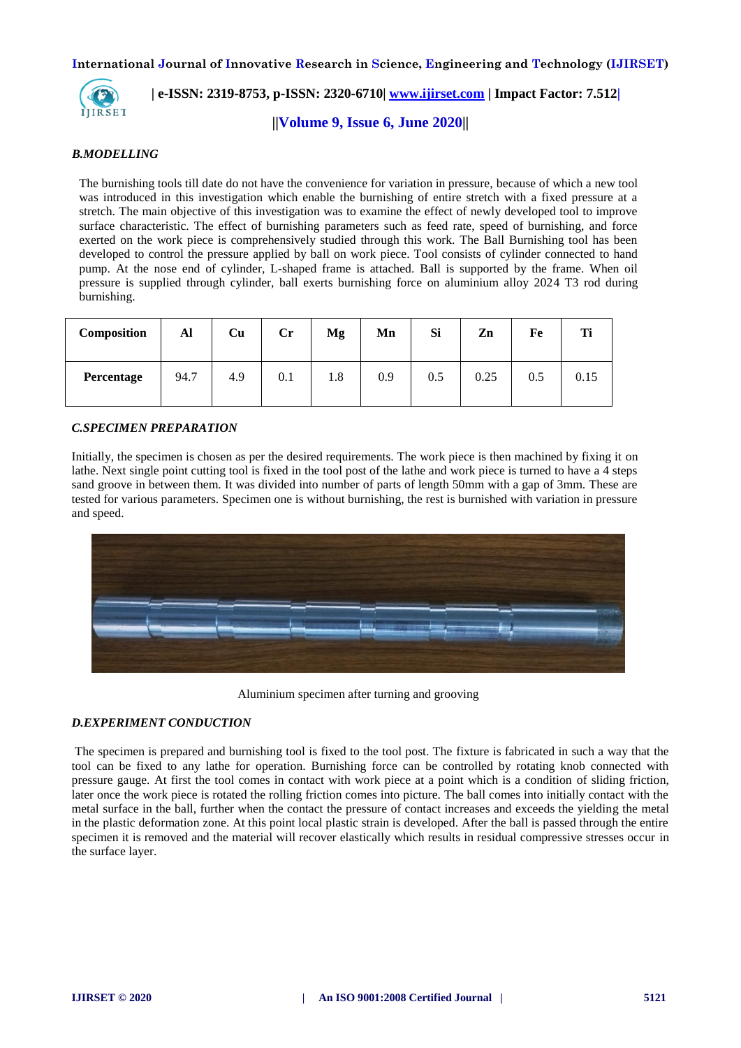### *B.MODELLING*

The burnishing tools till date do not have the convenience for variation in pressure, because of which a new tool was introduced in this investigation which enable the burnishing of entire stretch with a fixed pressure at a stretch. The main objective of this investigation was to examine the effect of newly developed tool to improve surface characteristic. The effect of burnishing parameters such as feed rate, speed of burnishing, and force exerted on the work piece is comprehensively studied through this work. The Ball Burnishing tool has been developed to control the pressure applied by ball on work piece. Tool consists of cylinder connected to hand pump. At the nose end of cylinder, L-shaped frame is attached. Ball is supported by the frame. When oil pressure is supplied through cylinder, ball exerts burnishing force on aluminium alloy 2024 T3 rod during burnishing.

| Composition | Al | Cu | Cr | Mg | Mn | Si | Zn | Fe | Ti |
|---|---|---|---|---|---|---|---|---|---|
| **Percentage** | 94.7 | 4.9 | 0.1 | 1.8 | 0.9 | 0.5 | 0.25 | 0.5 | 0.15 |

### *C.SPECIMEN PREPARATION*

Initially, the specimen is chosen as per the desired requirements. The work piece is then machined by fixing it on lathe. Next single point cutting tool is fixed in the tool post of the lathe and work piece is turned to have a 4 steps sand groove in between them. It was divided into number of parts of length 50mm with a gap of 3mm. These are tested for various parameters. Specimen one is without burnishing, the rest is burnished with variation in pressure and speed.

Aluminium specimen after turning and grooving

### *D.EXPERIMENT CONDUCTION*

The specimen is prepared and burnishing tool is fixed to the tool post. The fixture is fabricated in such a way that the tool can be fixed to any lathe for operation. Burnishing force can be controlled by rotating knob connected with pressure gauge. At first the tool comes in contact with work piece at a point which is a condition of sliding friction, later once the work piece is rotated the rolling friction comes into picture. The ball comes into initially contact with the metal surface in the ball, further when the contact the pressure of contact increases and exceeds the yielding the metal in the plastic deformation zone. At this point local plastic strain is developed. After the ball is passed through the entire specimen it is removed and the material will recover elastically which results in residual compressive stresses occur in the surface layer.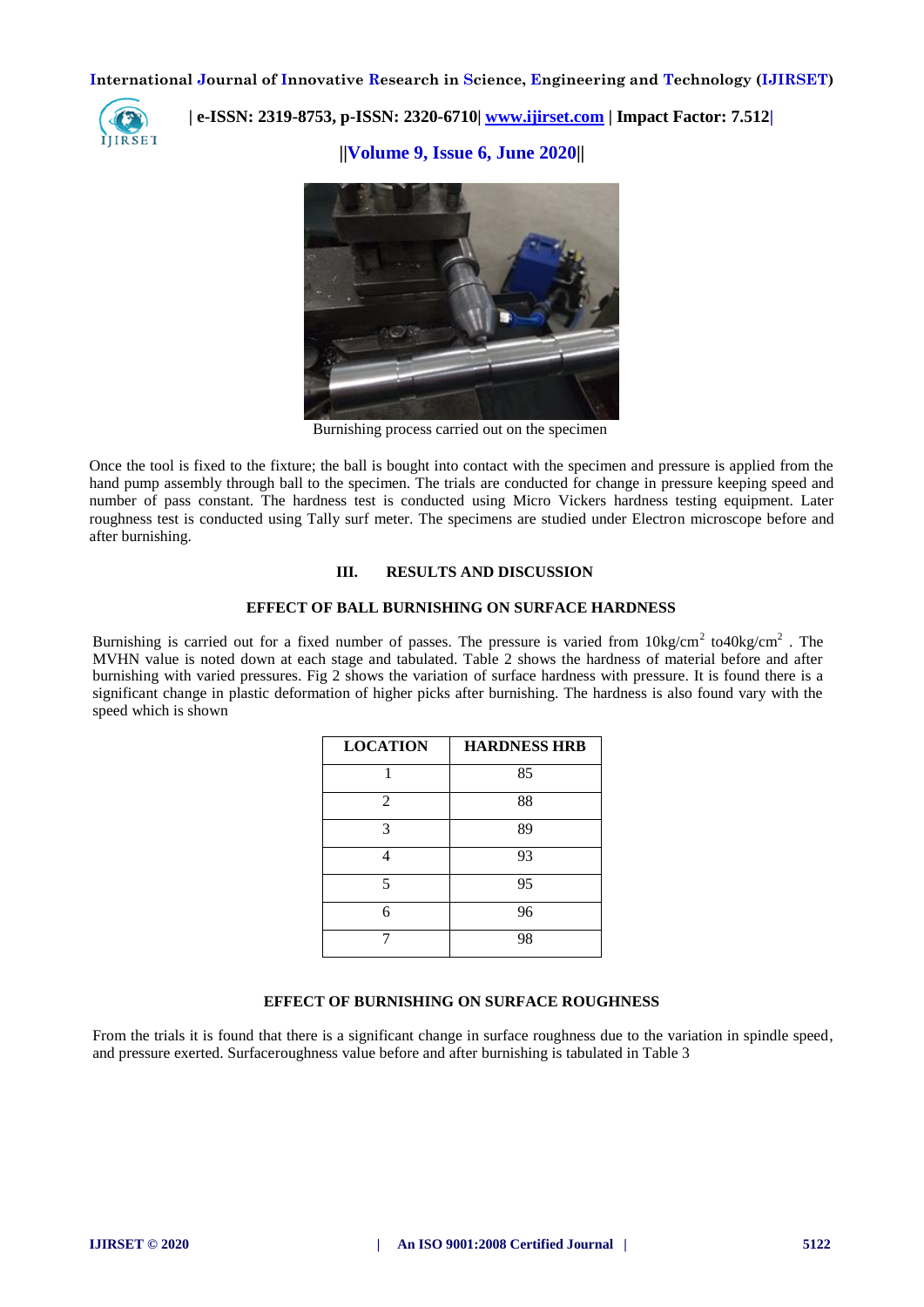Burnishing process carried out on the specimen

Once the tool is fixed to the fixture; the ball is bought into contact with the specimen and pressure is applied from the hand pump assembly through ball to the specimen. The trials are conducted for change in pressure keeping speed and number of pass constant. The hardness test is conducted using Micro Vickers hardness testing equipment. Later roughness test is conducted using Tally surf meter. The specimens are studied under Electron microscope before and after burnishing.

## III. RESULTS AND DISCUSSION

### EFFECT OF BALL BURNISHING ON SURFACE HARDNESS

Burnishing is carried out for a fixed number of passes. The pressure is varied from 10kg/cm$^2$ to40kg/cm$^2$ . The MVHN value is noted down at each stage and tabulated. Table 2 shows the hardness of material before and after burnishing with varied pressures. Fig 2 shows the variation of surface hardness with pressure. It is found there is a significant change in plastic deformation of higher picks after burnishing. The hardness is also found vary with the speed which is shown

| LOCATION | HARDNESS HRB |
|---|---|
| 1 | 85 |
| 2 | 88 |
| 3 | 89 |
| 4 | 93 |
| 5 | 95 |
| 6 | 96 |
| 7 | 98 |

### EFFECT OF BURNISHING ON SURFACE ROUGHNESS

From the trials it is found that there is a significant change in surface roughness due to the variation in spindle speed, and pressure exerted. Surfaceroughness value before and after burnishing is tabulated in Table 3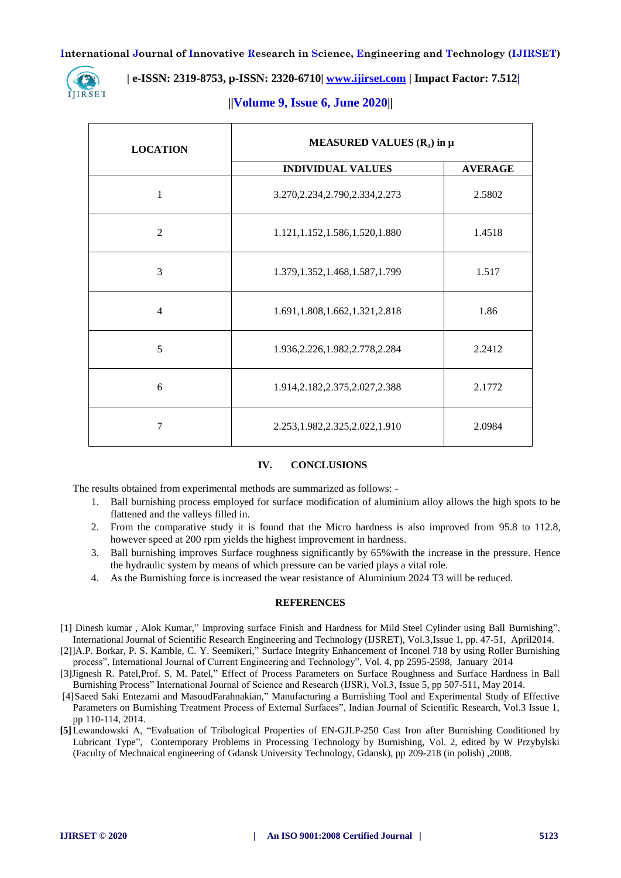| LOCATION | MEASURED VALUES ($R_a$) in µ | |
|---|---|---|
| | INDIVIDUAL VALUES | AVERAGE |
| 1 | 3.270,2.234,2.790,2.334,2.273 | 2.5802 |
| 2 | 1.121,1.152,1.586,1.520,1.880 | 1.4518 |
| 3 | 1.379,1.352,1.468,1.587,1.799 | 1.517 |
| 4 | 1.691,1.808,1.662,1.321,2.818 | 1.86 |
| 5 | 1.936,2.226,1.982,2.778,2.284 | 2.2412 |
| 6 | 1.914,2.182,2.375,2.027,2.388 | 2.1772 |
| 7 | 2.253,1.982,2.325,2.022,1.910 | 2.0984 |

## IV. CONCLUSIONS

The results obtained from experimental methods are summarized as follows: -

1. Ball burnishing process employed for surface modification of aluminium alloy allows the high spots to be flattened and the valleys filled in.
2. From the comparative study it is found that the Micro hardness is also improved from 95.8 to 112.8, however speed at 200 rpm yields the highest improvement in hardness.
3. Ball burnishing improves Surface roughness significantly by 65%with the increase in the pressure. Hence the hydraulic system by means of which pressure can be varied plays a vital role.
4. As the Burnishing force is increased the wear resistance of Aluminium 2024 T3 will be reduced.

## REFERENCES

[1] Dinesh kumar , Alok Kumar," Improving surface Finish and Hardness for Mild Steel Cylinder using Ball Burnishing", International Journal of Scientific Research Engineering and Technology (IJSRET), Vol.3,Issue 1, pp. 47-51, April2014.

[2]]A.P. Borkar, P. S. Kamble, C. Y. Seemikeri," Surface Integrity Enhancement of Inconel 718 by using Roller Burnishing process", International Journal of Current Engineering and Technology", Vol. 4, pp 2595-2598, January 2014

[3]Jignesh R. Patel,Prof. S. M. Patel," Effect of Process Parameters on Surface Roughness and Surface Hardness in Ball Burnishing Process" International Journal of Science and Research (IJSR), Vol.3, Issue 5, pp 507-511, May 2014.

[4]Saeed Saki Entezami and MasoudFarahnakian," Manufacturing a Burnishing Tool and Experimental Study of Effective Parameters on Burnishing Treatment Process of External Surfaces", Indian Journal of Scientific Research, Vol.3 Issue 1, pp 110-114, 2014.

**[5]** Lewandowski A, "Evaluation of Tribological Properties of EN-GJLP-250 Cast Iron after Burnishing Conditioned by Lubricant Type", Contemporary Problems in Processing Technology by Burnishing, Vol. 2, edited by W Przybylski (Faculty of Mechnaical engineering of Gdansk University Technology, Gdansk), pp 209-218 (in polish) ,2008.